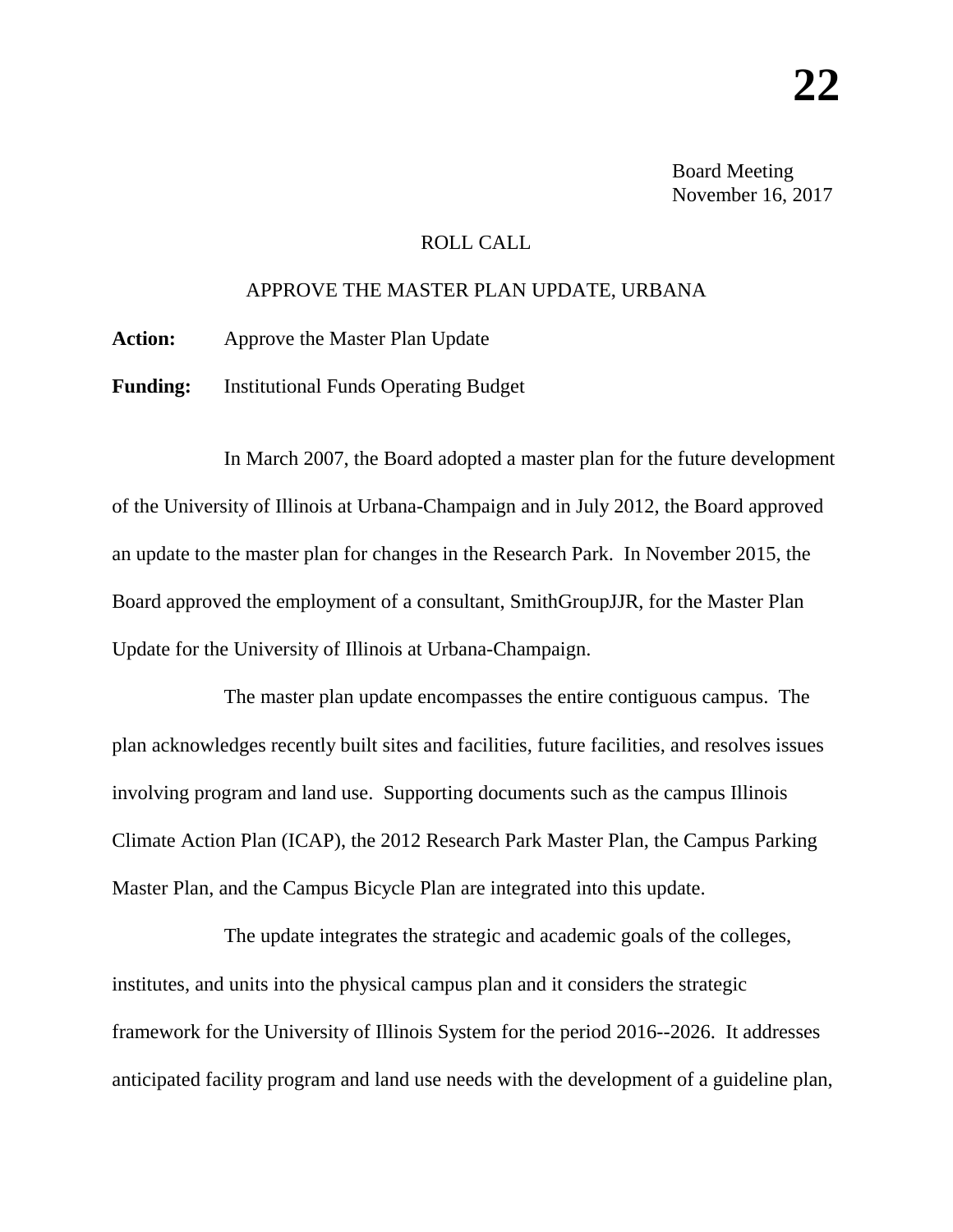# 22

Board Meeting
November 16, 2017

ROLL CALL

APPROVE THE MASTER PLAN UPDATE, URBANA

**Action:** Approve the Master Plan Update

**Funding:** Institutional Funds Operating Budget

In March 2007, the Board adopted a master plan for the future development of the University of Illinois at Urbana-Champaign and in July 2012, the Board approved an update to the master plan for changes in the Research Park. In November 2015, the Board approved the employment of a consultant, SmithGroupJJR, for the Master Plan Update for the University of Illinois at Urbana-Champaign.

The master plan update encompasses the entire contiguous campus. The plan acknowledges recently built sites and facilities, future facilities, and resolves issues involving program and land use. Supporting documents such as the campus Illinois Climate Action Plan (ICAP), the 2012 Research Park Master Plan, the Campus Parking Master Plan, and the Campus Bicycle Plan are integrated into this update.

The update integrates the strategic and academic goals of the colleges, institutes, and units into the physical campus plan and it considers the strategic framework for the University of Illinois System for the period 2016--2026. It addresses anticipated facility program and land use needs with the development of a guideline plan,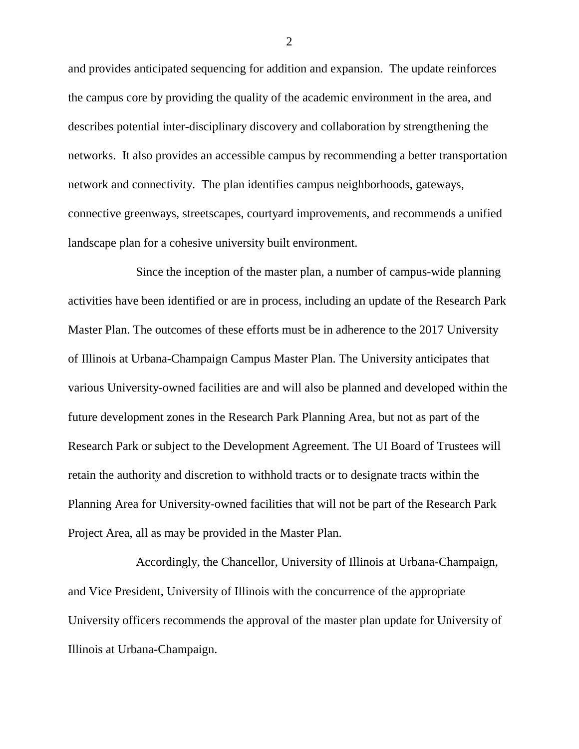and provides anticipated sequencing for addition and expansion. The update reinforces the campus core by providing the quality of the academic environment in the area, and describes potential inter-disciplinary discovery and collaboration by strengthening the networks. It also provides an accessible campus by recommending a better transportation network and connectivity. The plan identifies campus neighborhoods, gateways, connective greenways, streetscapes, courtyard improvements, and recommends a unified landscape plan for a cohesive university built environment.

Since the inception of the master plan, a number of campus-wide planning activities have been identified or are in process, including an update of the Research Park Master Plan. The outcomes of these efforts must be in adherence to the 2017 University of Illinois at Urbana-Champaign Campus Master Plan. The University anticipates that various University-owned facilities are and will also be planned and developed within the future development zones in the Research Park Planning Area, but not as part of the Research Park or subject to the Development Agreement. The UI Board of Trustees will retain the authority and discretion to withhold tracts or to designate tracts within the Planning Area for University-owned facilities that will not be part of the Research Park Project Area, all as may be provided in the Master Plan.

Accordingly, the Chancellor, University of Illinois at Urbana-Champaign, and Vice President, University of Illinois with the concurrence of the appropriate University officers recommends the approval of the master plan update for University of Illinois at Urbana-Champaign.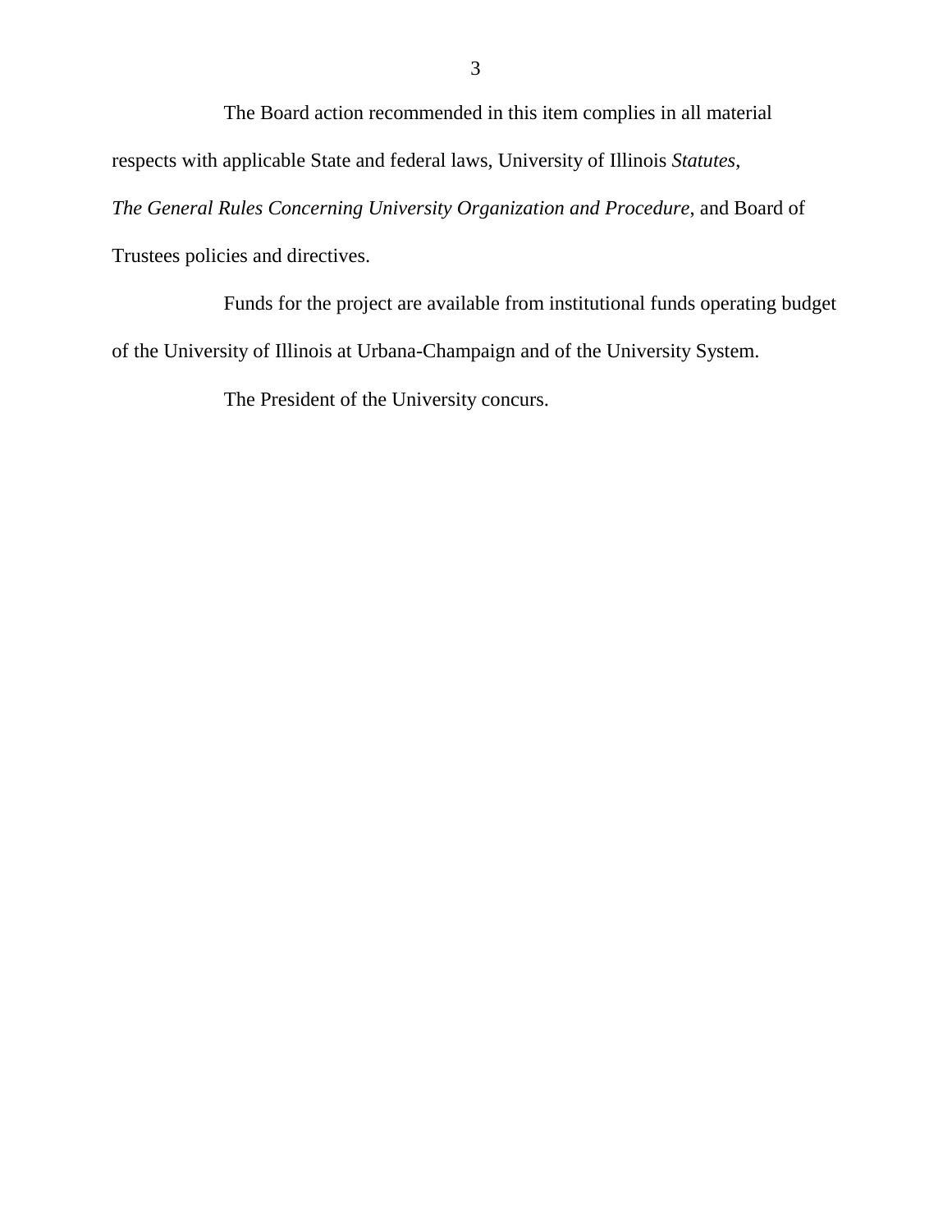The Board action recommended in this item complies in all material respects with applicable State and federal laws, University of Illinois *Statutes*, *The General Rules Concerning University Organization and Procedure*, and Board of Trustees policies and directives.

Funds for the project are available from institutional funds operating budget of the University of Illinois at Urbana-Champaign and of the University System.

The President of the University concurs.